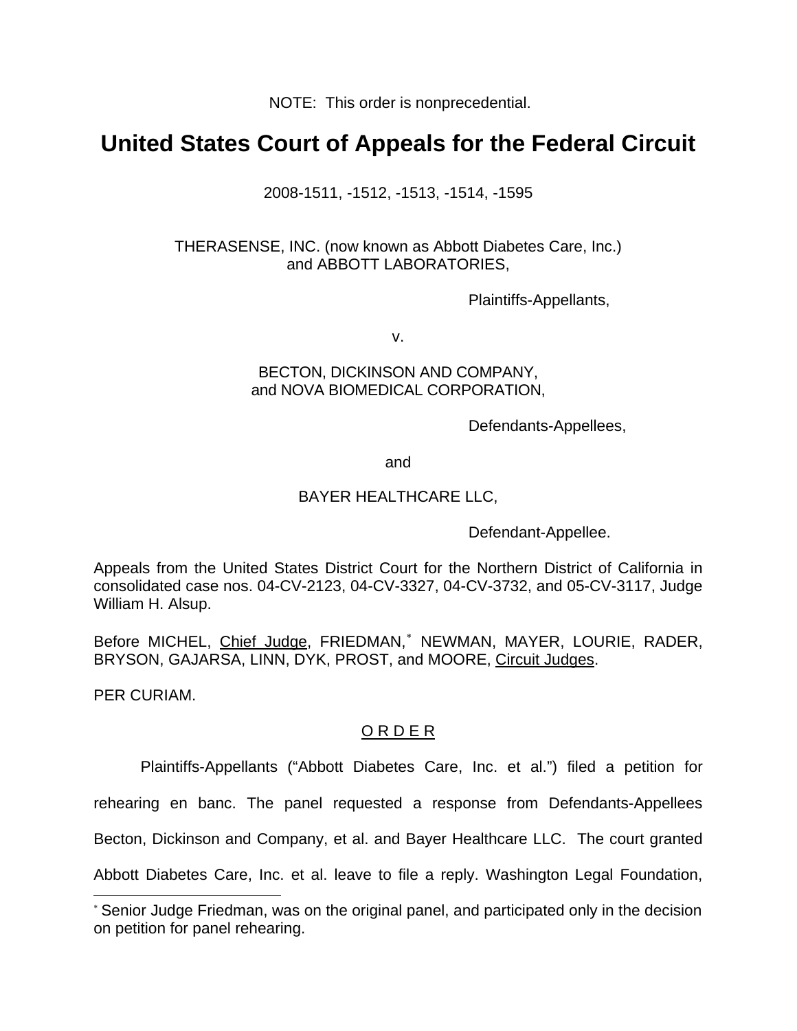NOTE: This order is nonprecedential.

# United States Court of Appeals for the Federal Circuit

2008-1511, -1512, -1513, -1514, -1595

THERASENSE, INC. (now known as Abbott Diabetes Care, Inc.)
and ABBOTT LABORATORIES,

Plaintiffs-Appellants,

v.

BECTON, DICKINSON AND COMPANY,
and NOVA BIOMEDICAL CORPORATION,

Defendants-Appellees,

and

BAYER HEALTHCARE LLC,

Defendant-Appellee.

Appeals from the United States District Court for the Northern District of California in consolidated case nos. 04-CV-2123, 04-CV-3327, 04-CV-3732, and 05-CV-3117, Judge William H. Alsup.

Before MICHEL, Chief Judge, FRIEDMAN,* NEWMAN, MAYER, LOURIE, RADER, BRYSON, GAJARSA, LINN, DYK, PROST, and MOORE, Circuit Judges.

PER CURIAM.

## O R D E R

Plaintiffs-Appellants ("Abbott Diabetes Care, Inc. et al.") filed a petition for rehearing en banc. The panel requested a response from Defendants-Appellees Becton, Dickinson and Company, et al. and Bayer Healthcare LLC. The court granted Abbott Diabetes Care, Inc. et al. leave to file a reply. Washington Legal Foundation,

---

* Senior Judge Friedman, was on the original panel, and participated only in the decision on petition for panel rehearing.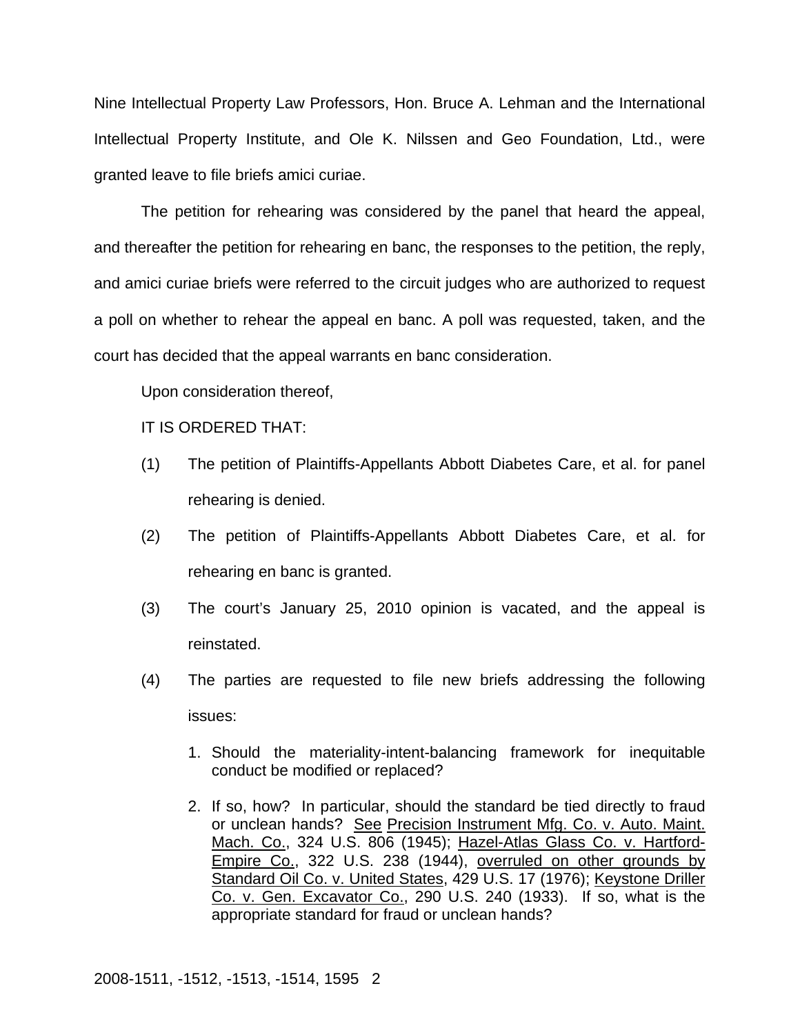Nine Intellectual Property Law Professors, Hon. Bruce A. Lehman and the International Intellectual Property Institute, and Ole K. Nilssen and Geo Foundation, Ltd., were granted leave to file briefs amici curiae.

The petition for rehearing was considered by the panel that heard the appeal, and thereafter the petition for rehearing en banc, the responses to the petition, the reply, and amici curiae briefs were referred to the circuit judges who are authorized to request a poll on whether to rehear the appeal en banc. A poll was requested, taken, and the court has decided that the appeal warrants en banc consideration.

Upon consideration thereof,

IT IS ORDERED THAT:

(1) The petition of Plaintiffs-Appellants Abbott Diabetes Care, et al. for panel rehearing is denied.

(2) The petition of Plaintiffs-Appellants Abbott Diabetes Care, et al. for rehearing en banc is granted.

(3) The court's January 25, 2010 opinion is vacated, and the appeal is reinstated.

(4) The parties are requested to file new briefs addressing the following issues:

1. Should the materiality-intent-balancing framework for inequitable conduct be modified or replaced?

2. If so, how? In particular, should the standard be tied directly to fraud or unclean hands? See Precision Instrument Mfg. Co. v. Auto. Maint. Mach. Co., 324 U.S. 806 (1945); Hazel-Atlas Glass Co. v. Hartford-Empire Co., 322 U.S. 238 (1944), overruled on other grounds by Standard Oil Co. v. United States, 429 U.S. 17 (1976); Keystone Driller Co. v. Gen. Excavator Co., 290 U.S. 240 (1933). If so, what is the appropriate standard for fraud or unclean hands?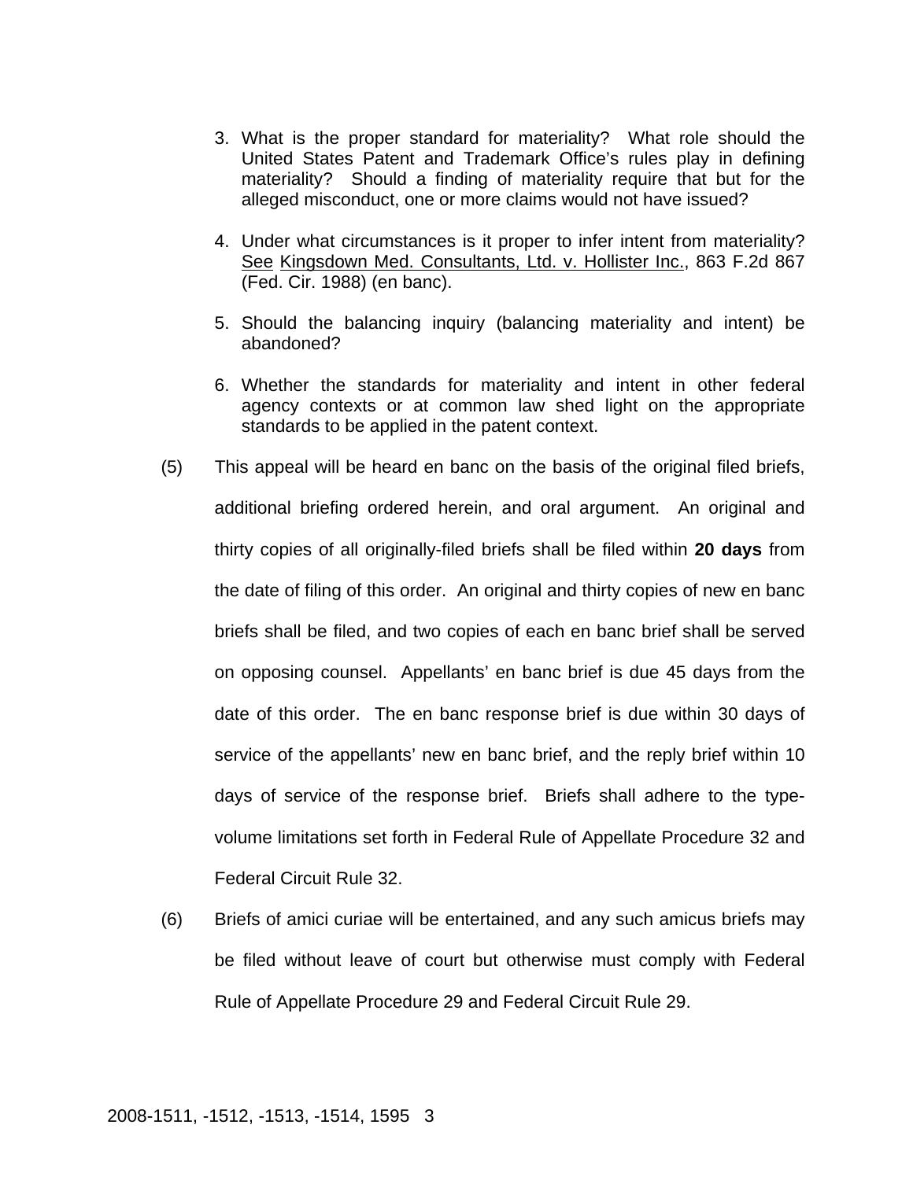3. What is the proper standard for materiality? What role should the United States Patent and Trademark Office's rules play in defining materiality? Should a finding of materiality require that but for the alleged misconduct, one or more claims would not have issued?

4. Under what circumstances is it proper to infer intent from materiality? See Kingsdown Med. Consultants, Ltd. v. Hollister Inc., 863 F.2d 867 (Fed. Cir. 1988) (en banc).

5. Should the balancing inquiry (balancing materiality and intent) be abandoned?

6. Whether the standards for materiality and intent in other federal agency contexts or at common law shed light on the appropriate standards to be applied in the patent context.

(5) This appeal will be heard en banc on the basis of the original filed briefs, additional briefing ordered herein, and oral argument. An original and thirty copies of all originally-filed briefs shall be filed within **20 days** from the date of filing of this order. An original and thirty copies of new en banc briefs shall be filed, and two copies of each en banc brief shall be served on opposing counsel. Appellants' en banc brief is due 45 days from the date of this order. The en banc response brief is due within 30 days of service of the appellants' new en banc brief, and the reply brief within 10 days of service of the response brief. Briefs shall adhere to the type-volume limitations set forth in Federal Rule of Appellate Procedure 32 and Federal Circuit Rule 32.

(6) Briefs of amici curiae will be entertained, and any such amicus briefs may be filed without leave of court but otherwise must comply with Federal Rule of Appellate Procedure 29 and Federal Circuit Rule 29.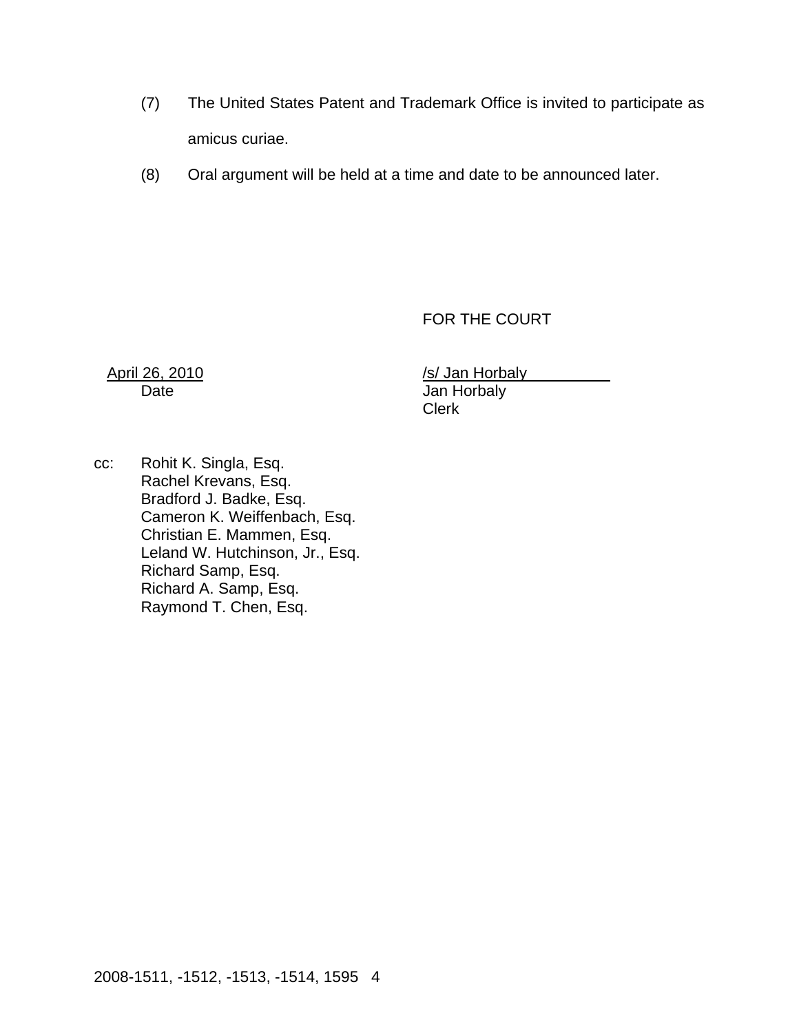(7) The United States Patent and Trademark Office is invited to participate as amicus curiae.

(8) Oral argument will be held at a time and date to be announced later.

FOR THE COURT

April 26, 2010
Date

/s/ Jan Horbaly
Jan Horbaly
Clerk

cc: Rohit K. Singla, Esq.
Rachel Krevans, Esq.
Bradford J. Badke, Esq.
Cameron K. Weiffenbach, Esq.
Christian E. Mammen, Esq.
Leland W. Hutchinson, Jr., Esq.
Richard Samp, Esq.
Richard A. Samp, Esq.
Raymond T. Chen, Esq.

2008-1511, -1512, -1513, -1514, 1595